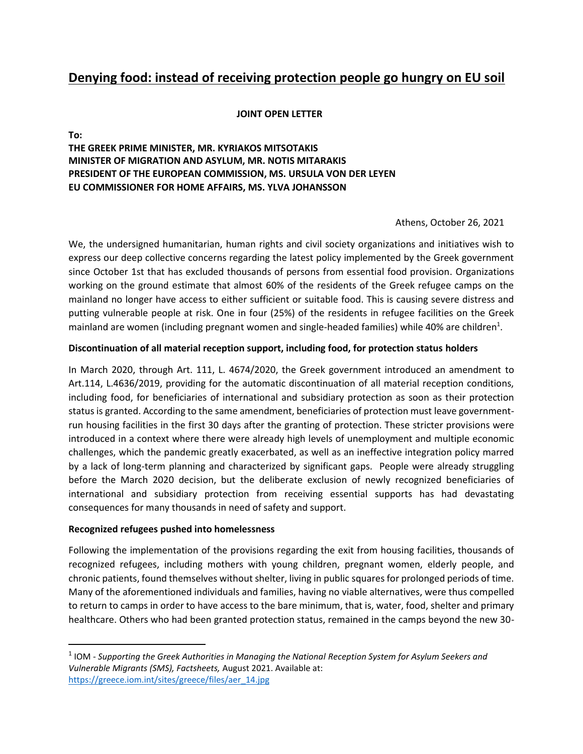# Denying food: instead of receiving protection people go hungry on EU soil

**JOINT OPEN LETTER**

**To:**
**THE GREEK PRIME MINISTER, MR. KYRIAKOS MITSOTAKIS**
**MINISTER OF MIGRATION AND ASYLUM, MR. NOTIS MITARAKIS**
**PRESIDENT OF THE EUROPEAN COMMISSION, MS. URSULA VON DER LEYEN**
**EU COMMISSIONER FOR HOME AFFAIRS, MS. YLVA JOHANSSON**

Athens, October 26, 2021

We, the undersigned humanitarian, human rights and civil society organizations and initiatives wish to express our deep collective concerns regarding the latest policy implemented by the Greek government since October 1st that has excluded thousands of persons from essential food provision. Organizations working on the ground estimate that almost 60% of the residents of the Greek refugee camps on the mainland no longer have access to either sufficient or suitable food. This is causing severe distress and putting vulnerable people at risk. One in four (25%) of the residents in refugee facilities on the Greek mainland are women (including pregnant women and single-headed families) while 40% are children[1].

**Discontinuation of all material reception support, including food, for protection status holders**

In March 2020, through Art. 111, L. 4674/2020, the Greek government introduced an amendment to Art.114, L.4636/2019, providing for the automatic discontinuation of all material reception conditions, including food, for beneficiaries of international and subsidiary protection as soon as their protection status is granted. According to the same amendment, beneficiaries of protection must leave government-run housing facilities in the first 30 days after the granting of protection. These stricter provisions were introduced in a context where there were already high levels of unemployment and multiple economic challenges, which the pandemic greatly exacerbated, as well as an ineffective integration policy marred by a lack of long-term planning and characterized by significant gaps. People were already struggling before the March 2020 decision, but the deliberate exclusion of newly recognized beneficiaries of international and subsidiary protection from receiving essential supports has had devastating consequences for many thousands in need of safety and support.

**Recognized refugees pushed into homelessness**

Following the implementation of the provisions regarding the exit from housing facilities, thousands of recognized refugees, including mothers with young children, pregnant women, elderly people, and chronic patients, found themselves without shelter, living in public squares for prolonged periods of time. Many of the aforementioned individuals and families, having no viable alternatives, were thus compelled to return to camps in order to have access to the bare minimum, that is, water, food, shelter and primary healthcare. Others who had been granted protection status, remained in the camps beyond the new 30-

---

[1] IOM - *Supporting the Greek Authorities in Managing the National Reception System for Asylum Seekers and Vulnerable Migrants (SMS), Factsheets,* August 2021. Available at: https://greece.iom.int/sites/greece/files/aer_14.jpg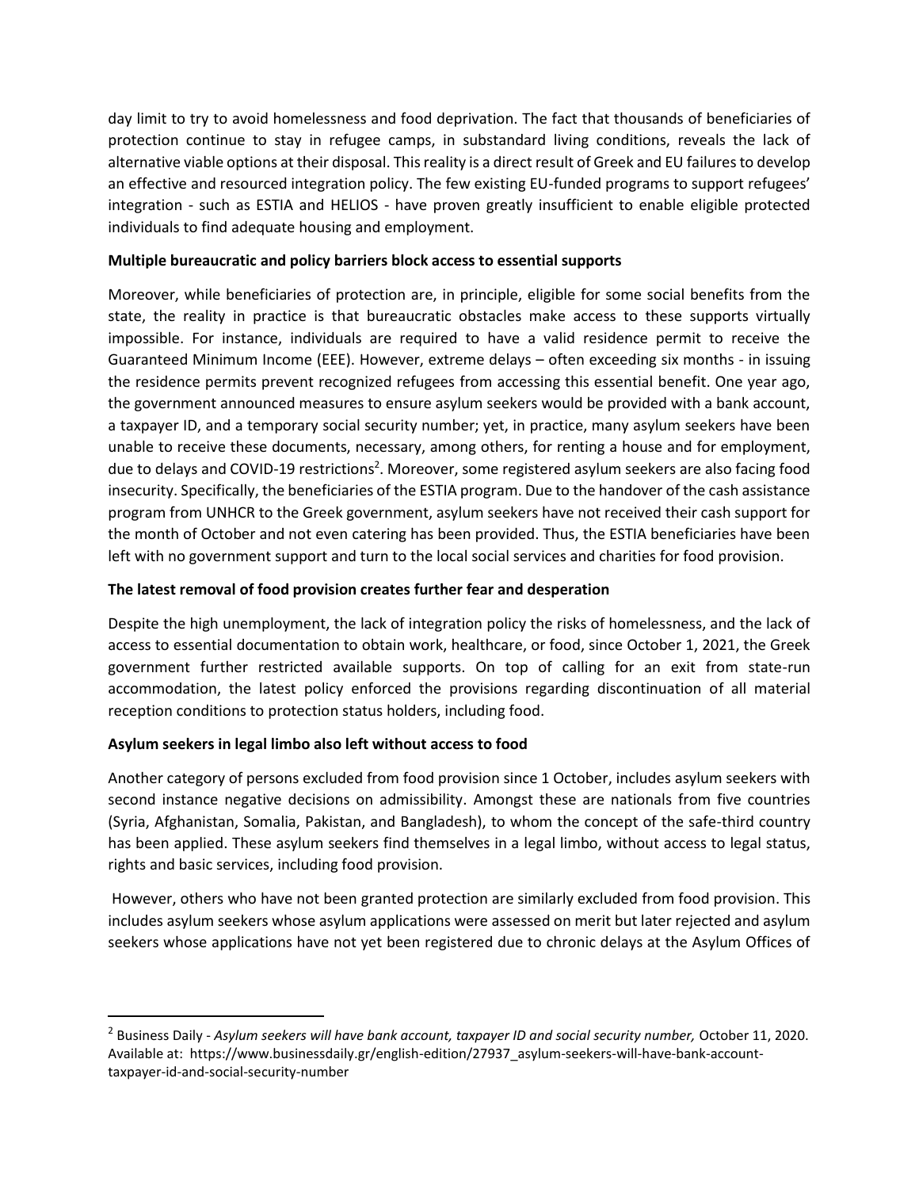day limit to try to avoid homelessness and food deprivation. The fact that thousands of beneficiaries of protection continue to stay in refugee camps, in substandard living conditions, reveals the lack of alternative viable options at their disposal. This reality is a direct result of Greek and EU failures to develop an effective and resourced integration policy. The few existing EU-funded programs to support refugees' integration - such as ESTIA and HELIOS - have proven greatly insufficient to enable eligible protected individuals to find adequate housing and employment.

**Multiple bureaucratic and policy barriers block access to essential supports**

Moreover, while beneficiaries of protection are, in principle, eligible for some social benefits from the state, the reality in practice is that bureaucratic obstacles make access to these supports virtually impossible. For instance, individuals are required to have a valid residence permit to receive the Guaranteed Minimum Income (EEE). However, extreme delays – often exceeding six months - in issuing the residence permits prevent recognized refugees from accessing this essential benefit. One year ago, the government announced measures to ensure asylum seekers would be provided with a bank account, a taxpayer ID, and a temporary social security number; yet, in practice, many asylum seekers have been unable to receive these documents, necessary, among others, for renting a house and for employment, due to delays and COVID-19 restrictions[2]. Moreover, some registered asylum seekers are also facing food insecurity. Specifically, the beneficiaries of the ESTIA program. Due to the handover of the cash assistance program from UNHCR to the Greek government, asylum seekers have not received their cash support for the month of October and not even catering has been provided. Thus, the ESTIA beneficiaries have been left with no government support and turn to the local social services and charities for food provision.

**The latest removal of food provision creates further fear and desperation**

Despite the high unemployment, the lack of integration policy the risks of homelessness, and the lack of access to essential documentation to obtain work, healthcare, or food, since October 1, 2021, the Greek government further restricted available supports. On top of calling for an exit from state-run accommodation, the latest policy enforced the provisions regarding discontinuation of all material reception conditions to protection status holders, including food.

**Asylum seekers in legal limbo also left without access to food**

Another category of persons excluded from food provision since 1 October, includes asylum seekers with second instance negative decisions on admissibility. Amongst these are nationals from five countries (Syria, Afghanistan, Somalia, Pakistan, and Bangladesh), to whom the concept of the safe-third country has been applied. These asylum seekers find themselves in a legal limbo, without access to legal status, rights and basic services, including food provision.

However, others who have not been granted protection are similarly excluded from food provision. This includes asylum seekers whose asylum applications were assessed on merit but later rejected and asylum seekers whose applications have not yet been registered due to chronic delays at the Asylum Offices of

---

[2] Business Daily - *Asylum seekers will have bank account, taxpayer ID and social security number,* October 11, 2020. Available at: https://www.businessdaily.gr/english-edition/27937_asylum-seekers-will-have-bank-account-taxpayer-id-and-social-security-number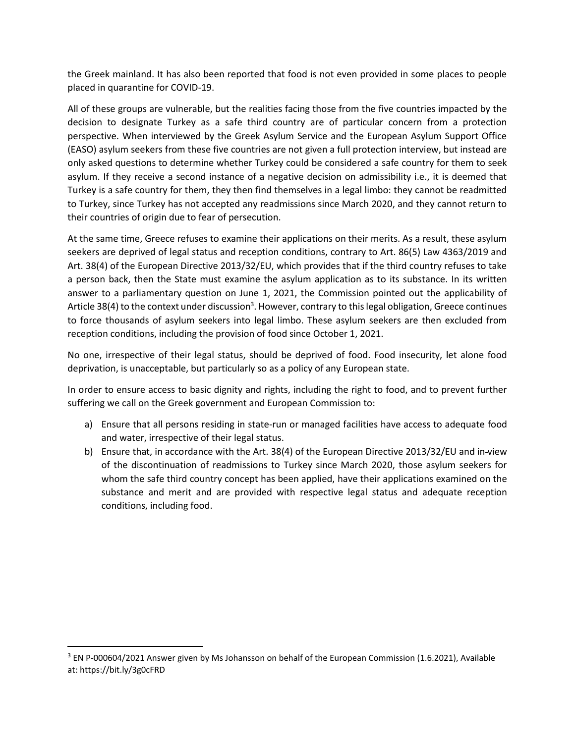the Greek mainland. It has also been reported that food is not even provided in some places to people placed in quarantine for COVID-19.

All of these groups are vulnerable, but the realities facing those from the five countries impacted by the decision to designate Turkey as a safe third country are of particular concern from a protection perspective. When interviewed by the Greek Asylum Service and the European Asylum Support Office (EASO) asylum seekers from these five countries are not given a full protection interview, but instead are only asked questions to determine whether Turkey could be considered a safe country for them to seek asylum. If they receive a second instance of a negative decision on admissibility i.e., it is deemed that Turkey is a safe country for them, they then find themselves in a legal limbo: they cannot be readmitted to Turkey, since Turkey has not accepted any readmissions since March 2020, and they cannot return to their countries of origin due to fear of persecution.

At the same time, Greece refuses to examine their applications on their merits. As a result, these asylum seekers are deprived of legal status and reception conditions, contrary to Art. 86(5) Law 4363/2019 and Art. 38(4) of the European Directive 2013/32/EU, which provides that if the third country refuses to take a person back, then the State must examine the asylum application as to its substance. In its written answer to a parliamentary question on June 1, 2021, the Commission pointed out the applicability of Article 38(4) to the context under discussion[3]. However, contrary to this legal obligation, Greece continues to force thousands of asylum seekers into legal limbo. These asylum seekers are then excluded from reception conditions, including the provision of food since October 1, 2021.

No one, irrespective of their legal status, should be deprived of food. Food insecurity, let alone food deprivation, is unacceptable, but particularly so as a policy of any European state.

In order to ensure access to basic dignity and rights, including the right to food, and to prevent further suffering we call on the Greek government and European Commission to:

a) Ensure that all persons residing in state-run or managed facilities have access to adequate food and water, irrespective of their legal status.
b) Ensure that, in accordance with the Art. 38(4) of the European Directive 2013/32/EU and in-view of the discontinuation of readmissions to Turkey since March 2020, those asylum seekers for whom the safe third country concept has been applied, have their applications examined on the substance and merit and are provided with respective legal status and adequate reception conditions, including food.

[3] EN P-000604/2021 Answer given by Ms Johansson on behalf of the European Commission (1.6.2021), Available at: https://bit.ly/3g0cFRD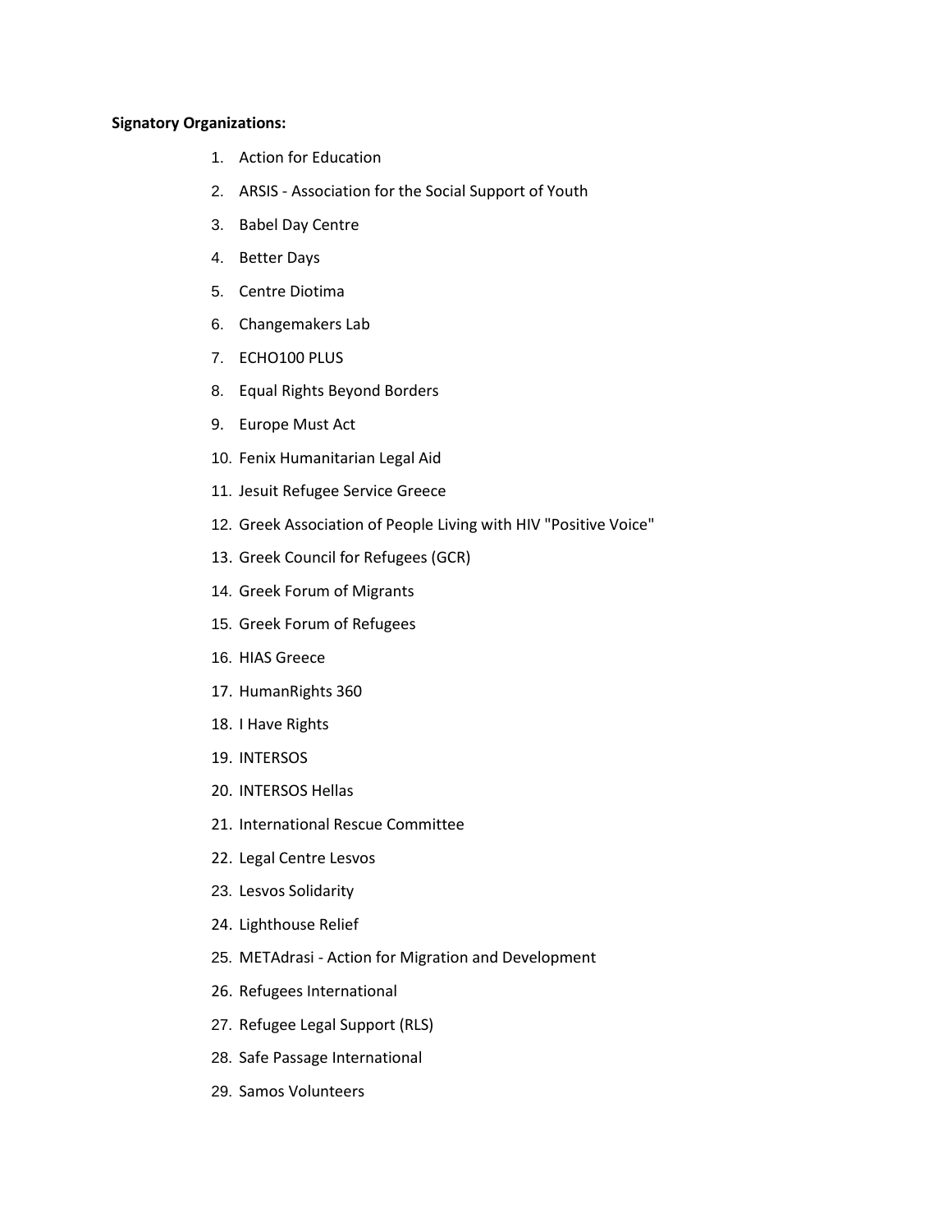**Signatory Organizations:**

1. Action for Education
2. ARSIS - Association for the Social Support of Youth
3. Babel Day Centre
4. Better Days
5. Centre Diotima
6. Changemakers Lab
7. ECHO100 PLUS
8. Equal Rights Beyond Borders
9. Europe Must Act
10. Fenix Humanitarian Legal Aid
11. Jesuit Refugee Service Greece
12. Greek Association of People Living with HIV "Positive Voice"
13. Greek Council for Refugees (GCR)
14. Greek Forum of Migrants
15. Greek Forum of Refugees
16. HIAS Greece
17. HumanRights 360
18. I Have Rights
19. INTERSOS
20. INTERSOS Hellas
21. International Rescue Committee
22. Legal Centre Lesvos
23. Lesvos Solidarity
24. Lighthouse Relief
25. METAdrasi - Action for Migration and Development
26. Refugees International
27. Refugee Legal Support (RLS)
28. Safe Passage International
29. Samos Volunteers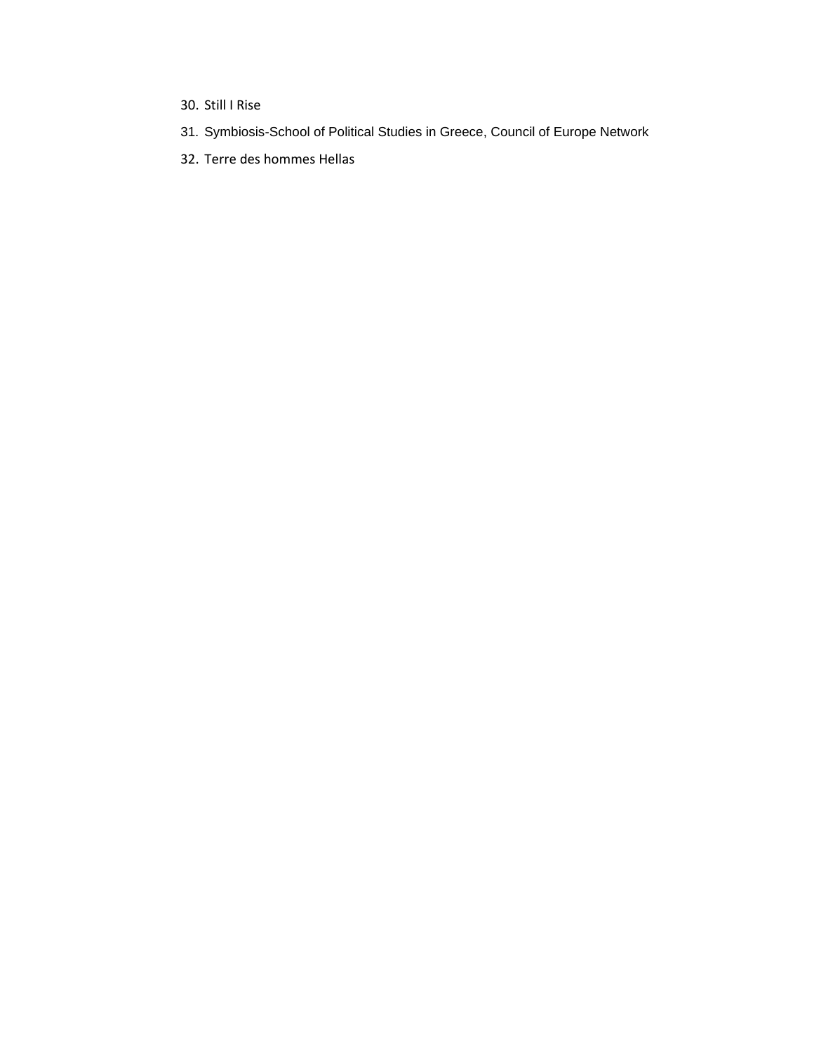30. Still I Rise
31. Symbiosis-School of Political Studies in Greece, Council of Europe Network
32. Terre des hommes Hellas